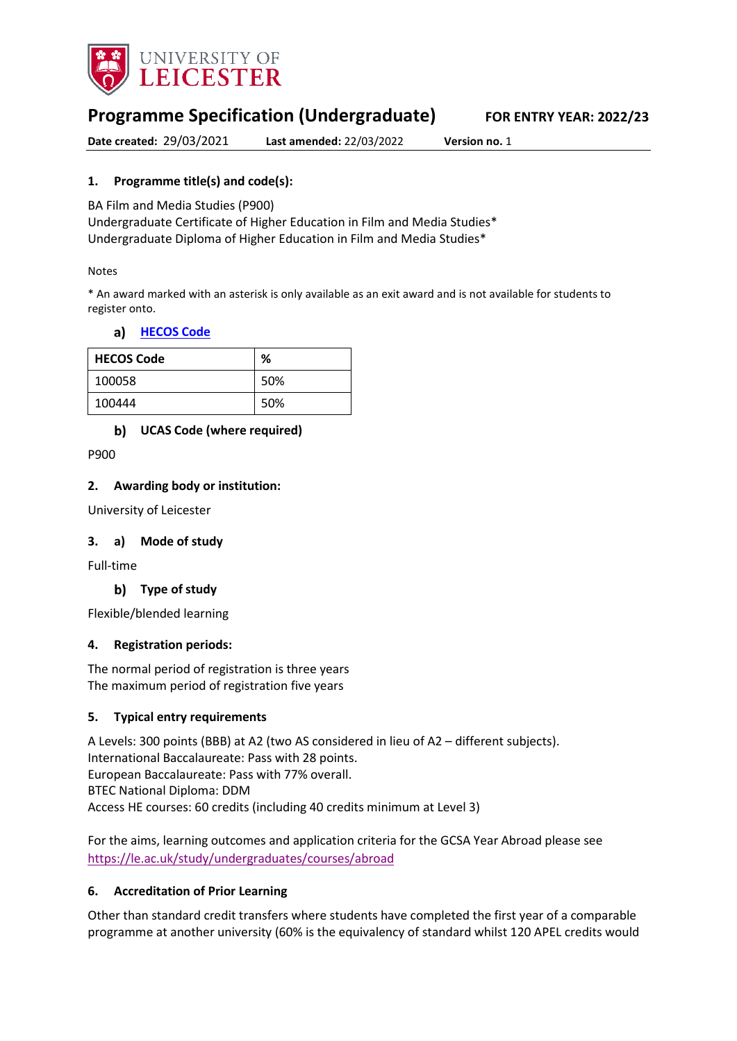# Programme Specification (Undergraduate)

**FOR ENTRY YEAR: 2022/23**

**Date created:** 29/03/2021 **Last amended:** 22/03/2022 **Version no.** 1

## 1. Programme title(s) and code(s):

BA Film and Media Studies (P900)
Undergraduate Certificate of Higher Education in Film and Media Studies*
Undergraduate Diploma of Higher Education in Film and Media Studies*

Notes

* An award marked with an asterisk is only available as an exit award and is not available for students to register onto.

### a) HECOS Code

| HECOS Code | % |
|---|---|
| 100058 | 50% |
| 100444 | 50% |

### b) UCAS Code (where required)

P900

## 2. Awarding body or institution:

University of Leicester

## 3. a) Mode of study

Full-time

### b) Type of study

Flexible/blended learning

## 4. Registration periods:

The normal period of registration is three years
The maximum period of registration five years

## 5. Typical entry requirements

A Levels: 300 points (BBB) at A2 (two AS considered in lieu of A2 – different subjects).
International Baccalaureate: Pass with 28 points.
European Baccalaureate: Pass with 77% overall.
BTEC National Diploma: DDM
Access HE courses: 60 credits (including 40 credits minimum at Level 3)

For the aims, learning outcomes and application criteria for the GCSA Year Abroad please see https://le.ac.uk/study/undergraduates/courses/abroad

## 6. Accreditation of Prior Learning

Other than standard credit transfers where students have completed the first year of a comparable programme at another university (60% is the equivalency of standard whilst 120 APEL credits would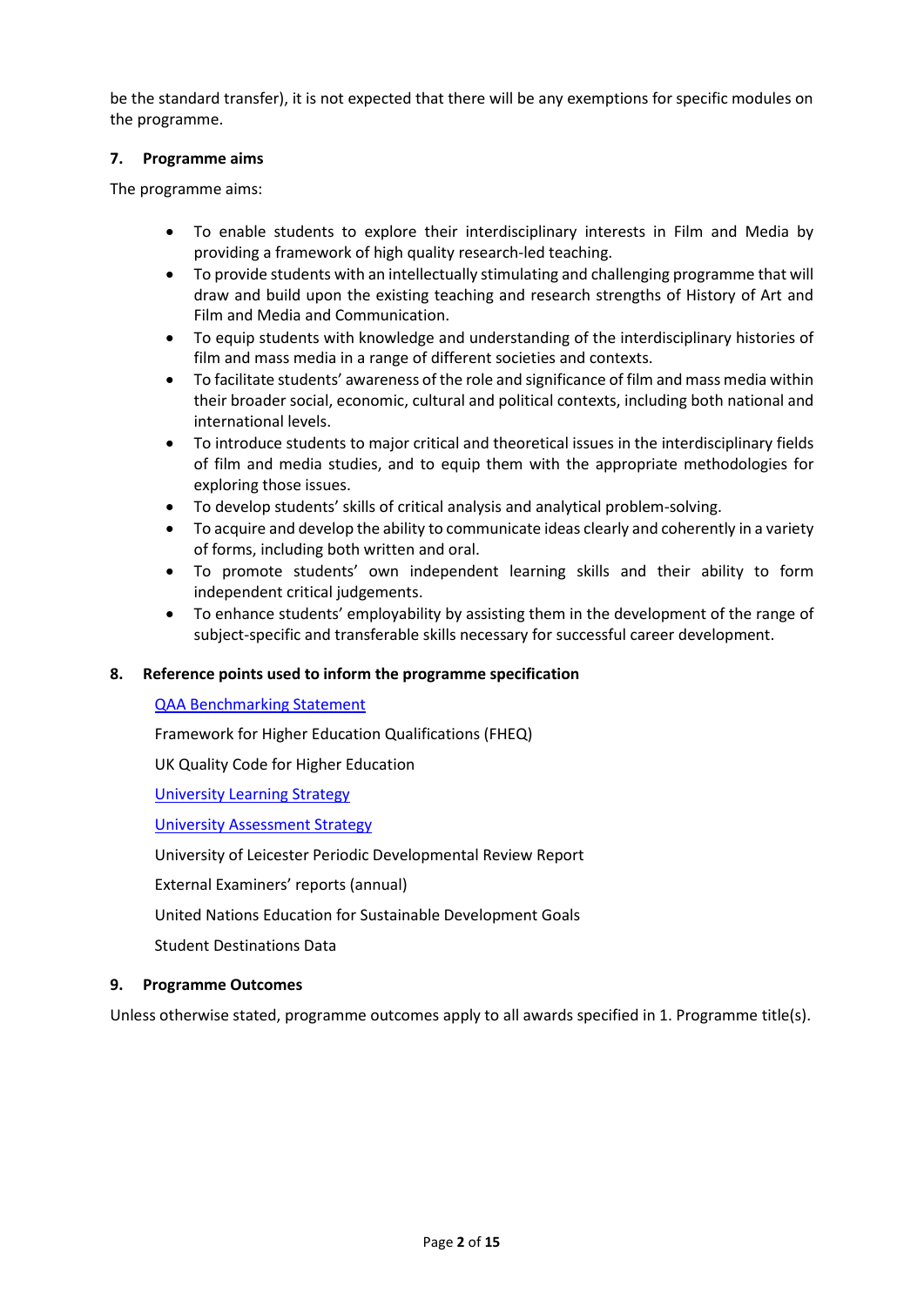be the standard transfer), it is not expected that there will be any exemptions for specific modules on the programme.

### 7. Programme aims

The programme aims:

- To enable students to explore their interdisciplinary interests in Film and Media by providing a framework of high quality research-led teaching.
- To provide students with an intellectually stimulating and challenging programme that will draw and build upon the existing teaching and research strengths of History of Art and Film and Media and Communication.
- To equip students with knowledge and understanding of the interdisciplinary histories of film and mass media in a range of different societies and contexts.
- To facilitate students' awareness of the role and significance of film and mass media within their broader social, economic, cultural and political contexts, including both national and international levels.
- To introduce students to major critical and theoretical issues in the interdisciplinary fields of film and media studies, and to equip them with the appropriate methodologies for exploring those issues.
- To develop students' skills of critical analysis and analytical problem-solving.
- To acquire and develop the ability to communicate ideas clearly and coherently in a variety of forms, including both written and oral.
- To promote students' own independent learning skills and their ability to form independent critical judgements.
- To enhance students' employability by assisting them in the development of the range of subject-specific and transferable skills necessary for successful career development.

### 8. Reference points used to inform the programme specification

QAA Benchmarking Statement

Framework for Higher Education Qualifications (FHEQ)

UK Quality Code for Higher Education

University Learning Strategy

University Assessment Strategy

University of Leicester Periodic Developmental Review Report

External Examiners' reports (annual)

United Nations Education for Sustainable Development Goals

Student Destinations Data

### 9. Programme Outcomes

Unless otherwise stated, programme outcomes apply to all awards specified in 1. Programme title(s).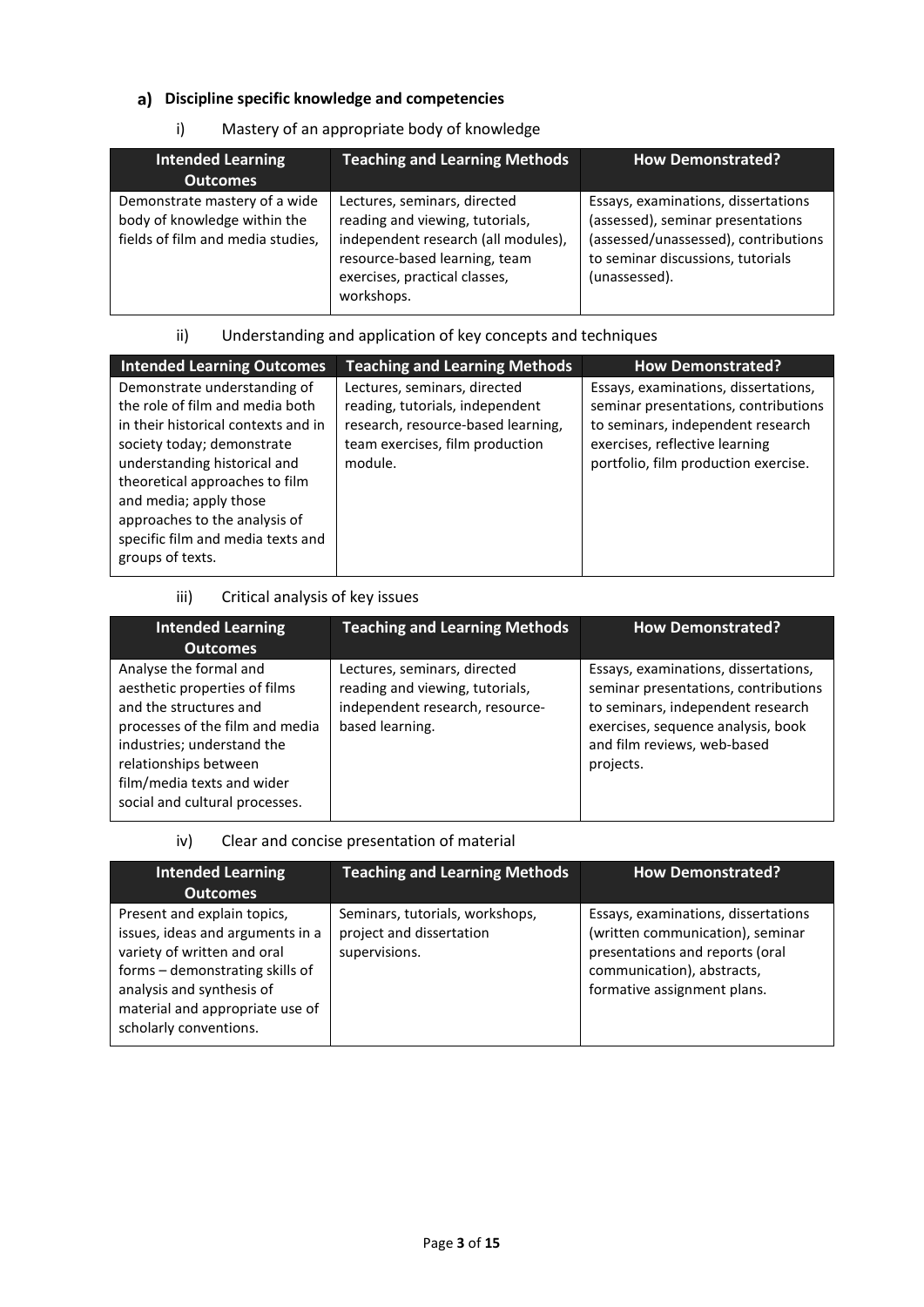## a) Discipline specific knowledge and competencies

### i) Mastery of an appropriate body of knowledge

| Intended Learning Outcomes | Teaching and Learning Methods | How Demonstrated? |
|---|---|---|
| Demonstrate mastery of a wide body of knowledge within the fields of film and media studies, | Lectures, seminars, directed reading and viewing, tutorials, independent research (all modules), resource-based learning, team exercises, practical classes, workshops. | Essays, examinations, dissertations (assessed), seminar presentations (assessed/unassessed), contributions to seminar discussions, tutorials (unassessed). |

### ii) Understanding and application of key concepts and techniques

| Intended Learning Outcomes | Teaching and Learning Methods | How Demonstrated? |
|---|---|---|
| Demonstrate understanding of the role of film and media both in their historical contexts and in society today; demonstrate understanding historical and theoretical approaches to film and media; apply those approaches to the analysis of specific film and media texts and groups of texts. | Lectures, seminars, directed reading, tutorials, independent research, resource-based learning, team exercises, film production module. | Essays, examinations, dissertations, seminar presentations, contributions to seminars, independent research exercises, reflective learning portfolio, film production exercise. |

### iii) Critical analysis of key issues

| Intended Learning Outcomes | Teaching and Learning Methods | How Demonstrated? |
|---|---|---|
| Analyse the formal and aesthetic properties of films and the structures and processes of the film and media industries; understand the relationships between film/media texts and wider social and cultural processes. | Lectures, seminars, directed reading and viewing, tutorials, independent research, resource-based learning. | Essays, examinations, dissertations, seminar presentations, contributions to seminars, independent research exercises, sequence analysis, book and film reviews, web-based projects. |

### iv) Clear and concise presentation of material

| Intended Learning Outcomes | Teaching and Learning Methods | How Demonstrated? |
|---|---|---|
| Present and explain topics, issues, ideas and arguments in a variety of written and oral forms – demonstrating skills of analysis and synthesis of material and appropriate use of scholarly conventions. | Seminars, tutorials, workshops, project and dissertation supervisions. | Essays, examinations, dissertations (written communication), seminar presentations and reports (oral communication), abstracts, formative assignment plans. |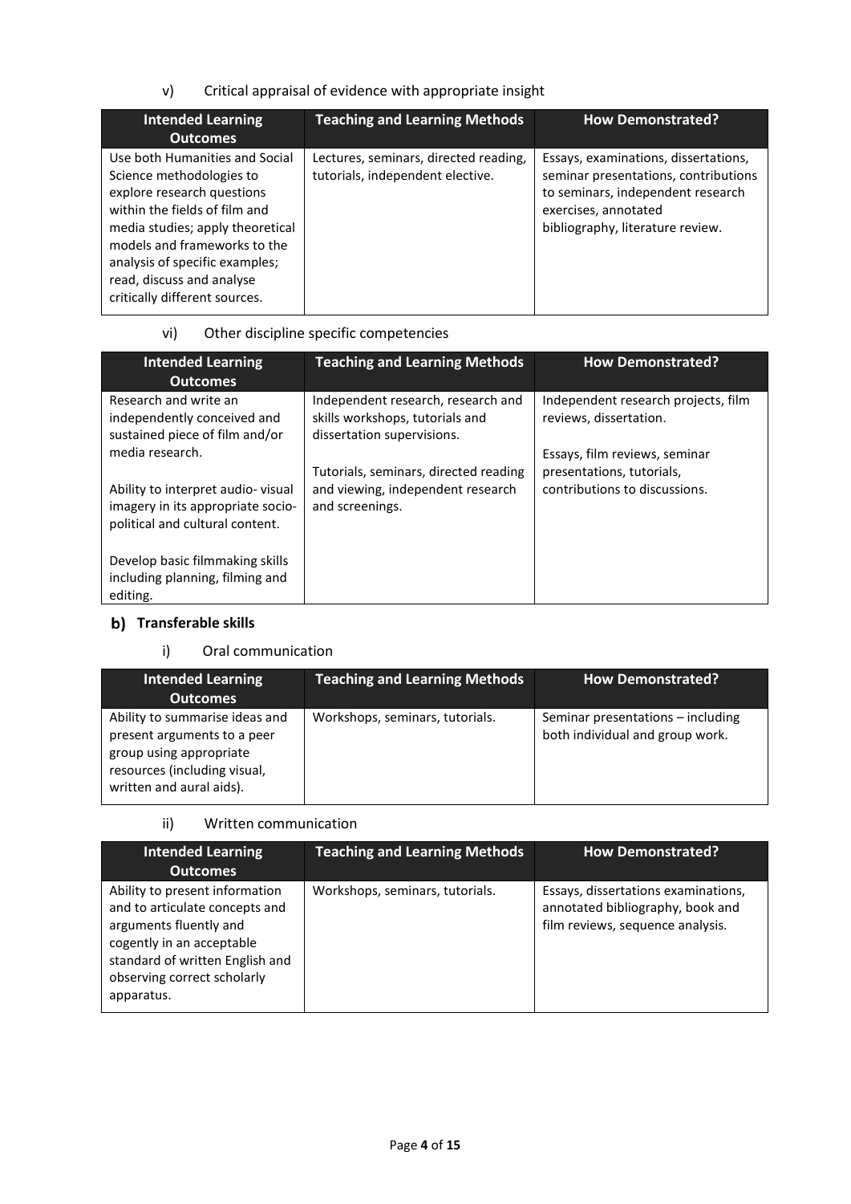v) Critical appraisal of evidence with appropriate insight

| Intended Learning Outcomes | Teaching and Learning Methods | How Demonstrated? |
|---|---|---|
| Use both Humanities and Social Science methodologies to explore research questions within the fields of film and media studies; apply theoretical models and frameworks to the analysis of specific examples; read, discuss and analyse critically different sources. | Lectures, seminars, directed reading, tutorials, independent elective. | Essays, examinations, dissertations, seminar presentations, contributions to seminars, independent research exercises, annotated bibliography, literature review. |

vi) Other discipline specific competencies

| Intended Learning Outcomes | Teaching and Learning Methods | How Demonstrated? |
|---|---|---|
| Research and write an independently conceived and sustained piece of film and/or media research.<br><br>Ability to interpret audio- visual imagery in its appropriate socio-political and cultural content.<br><br>Develop basic filmmaking skills including planning, filming and editing. | Independent research, research and skills workshops, tutorials and dissertation supervisions.<br><br>Tutorials, seminars, directed reading and viewing, independent research and screenings. | Independent research projects, film reviews, dissertation.<br><br>Essays, film reviews, seminar presentations, tutorials, contributions to discussions. |

## b) Transferable skills

i) Oral communication

| Intended Learning Outcomes | Teaching and Learning Methods | How Demonstrated? |
|---|---|---|
| Ability to summarise ideas and present arguments to a peer group using appropriate resources (including visual, written and aural aids). | Workshops, seminars, tutorials. | Seminar presentations – including both individual and group work. |

ii) Written communication

| Intended Learning Outcomes | Teaching and Learning Methods | How Demonstrated? |
|---|---|---|
| Ability to present information and to articulate concepts and arguments fluently and cogently in an acceptable standard of written English and observing correct scholarly apparatus. | Workshops, seminars, tutorials. | Essays, dissertations examinations, annotated bibliography, book and film reviews, sequence analysis. |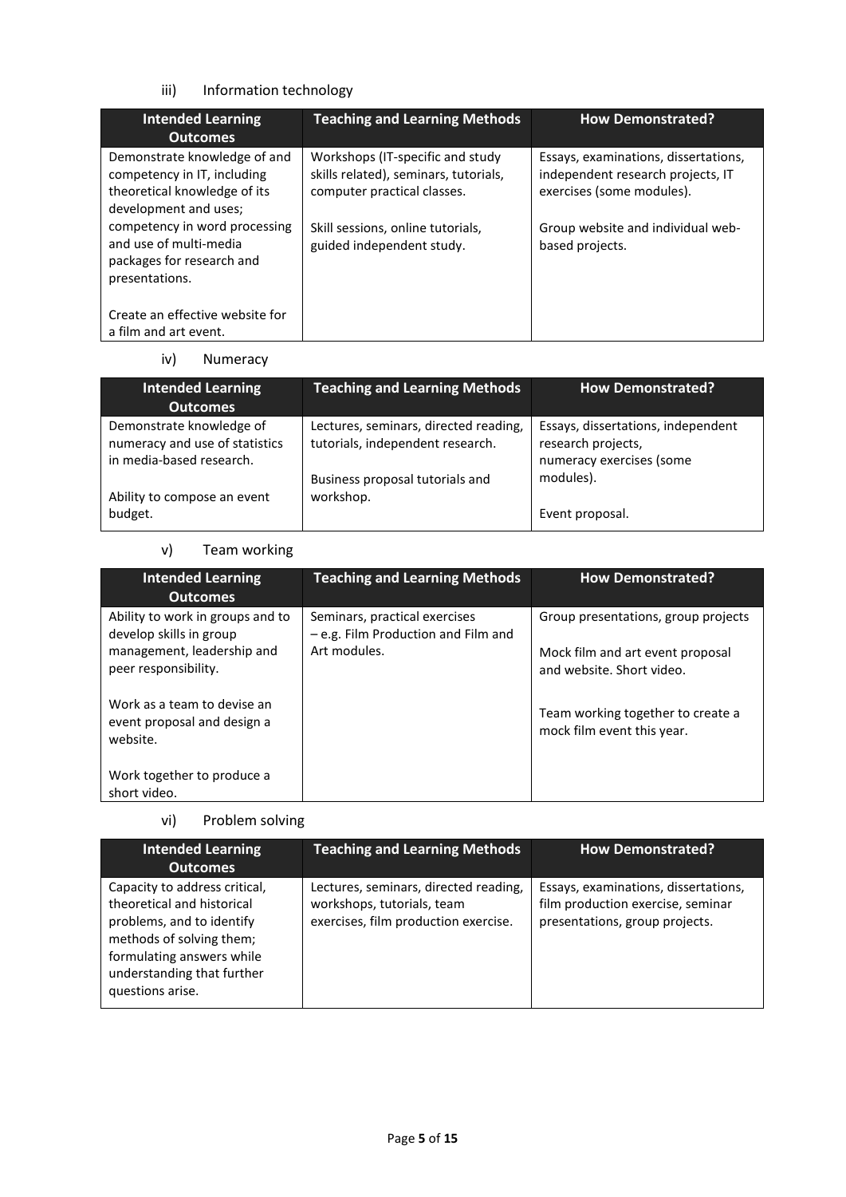iii) Information technology

| Intended Learning Outcomes | Teaching and Learning Methods | How Demonstrated? |
|---|---|---|
| Demonstrate knowledge of and competency in IT, including theoretical knowledge of its development and uses; competency in word processing and use of multi-media packages for research and presentations.<br><br>Create an effective website for a film and art event. | Workshops (IT-specific and study skills related), seminars, tutorials, computer practical classes.<br><br>Skill sessions, online tutorials, guided independent study. | Essays, examinations, dissertations, independent research projects, IT exercises (some modules).<br><br>Group website and individual web-based projects. |

iv) Numeracy

| Intended Learning Outcomes | Teaching and Learning Methods | How Demonstrated? |
|---|---|---|
| Demonstrate knowledge of numeracy and use of statistics in media-based research.<br><br>Ability to compose an event budget. | Lectures, seminars, directed reading, tutorials, independent research.<br><br>Business proposal tutorials and workshop. | Essays, dissertations, independent research projects, numeracy exercises (some modules).<br><br>Event proposal. |

v) Team working

| Intended Learning Outcomes | Teaching and Learning Methods | How Demonstrated? |
|---|---|---|
| Ability to work in groups and to develop skills in group management, leadership and peer responsibility.<br><br>Work as a team to devise an event proposal and design a website.<br><br>Work together to produce a short video. | Seminars, practical exercises – e.g. Film Production and Film and Art modules. | Group presentations, group projects<br><br>Mock film and art event proposal and website. Short video.<br><br>Team working together to create a mock film event this year. |

vi) Problem solving

| Intended Learning Outcomes | Teaching and Learning Methods | How Demonstrated? |
|---|---|---|
| Capacity to address critical, theoretical and historical problems, and to identify methods of solving them; formulating answers while understanding that further questions arise. | Lectures, seminars, directed reading, workshops, tutorials, team exercises, film production exercise. | Essays, examinations, dissertations, film production exercise, seminar presentations, group projects. |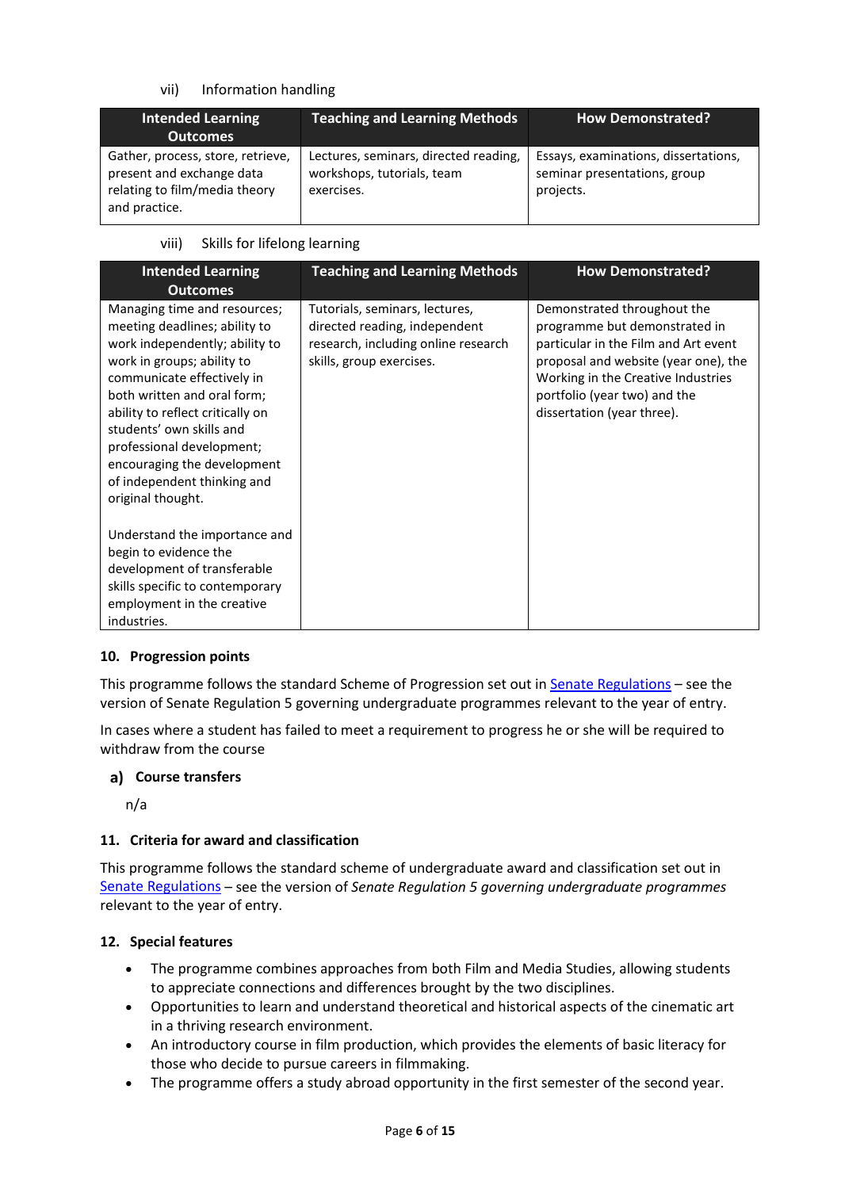vii) Information handling

| Intended Learning Outcomes | Teaching and Learning Methods | How Demonstrated? |
|---|---|---|
| Gather, process, store, retrieve, present and exchange data relating to film/media theory and practice. | Lectures, seminars, directed reading, workshops, tutorials, team exercises. | Essays, examinations, dissertations, seminar presentations, group projects. |

viii) Skills for lifelong learning

| Intended Learning Outcomes | Teaching and Learning Methods | How Demonstrated? |
|---|---|---|
| Managing time and resources; meeting deadlines; ability to work independently; ability to work in groups; ability to communicate effectively in both written and oral form; ability to reflect critically on students' own skills and professional development; encouraging the development of independent thinking and original thought.<br><br>Understand the importance and begin to evidence the development of transferable skills specific to contemporary employment in the creative industries. | Tutorials, seminars, lectures, directed reading, independent research, including online research skills, group exercises. | Demonstrated throughout the programme but demonstrated in particular in the Film and Art event proposal and website (year one), the Working in the Creative Industries portfolio (year two) and the dissertation (year three). |

### 10. Progression points

This programme follows the standard Scheme of Progression set out in Senate Regulations – see the version of Senate Regulation 5 governing undergraduate programmes relevant to the year of entry.

In cases where a student has failed to meet a requirement to progress he or she will be required to withdraw from the course

#### a) Course transfers

n/a

### 11. Criteria for award and classification

This programme follows the standard scheme of undergraduate award and classification set out in Senate Regulations – see the version of *Senate Regulation 5 governing undergraduate programmes* relevant to the year of entry.

### 12. Special features

- The programme combines approaches from both Film and Media Studies, allowing students to appreciate connections and differences brought by the two disciplines.
- Opportunities to learn and understand theoretical and historical aspects of the cinematic art in a thriving research environment.
- An introductory course in film production, which provides the elements of basic literacy for those who decide to pursue careers in filmmaking.
- The programme offers a study abroad opportunity in the first semester of the second year.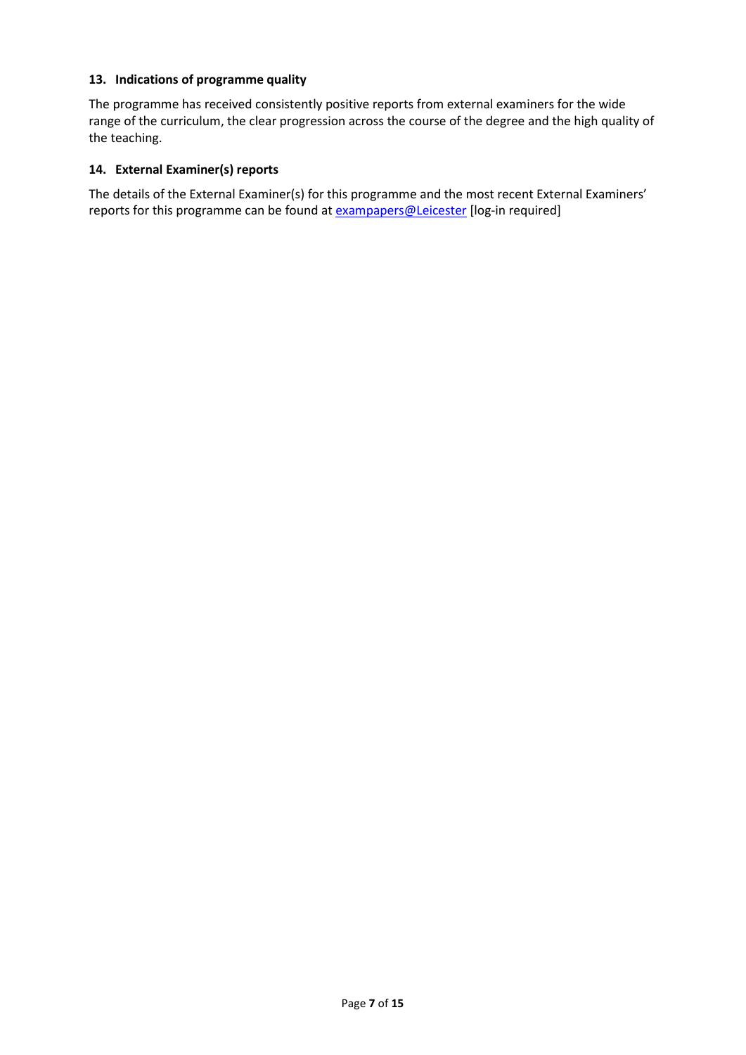### 13. Indications of programme quality

The programme has received consistently positive reports from external examiners for the wide range of the curriculum, the clear progression across the course of the degree and the high quality of the teaching.

### 14. External Examiner(s) reports

The details of the External Examiner(s) for this programme and the most recent External Examiners' reports for this programme can be found at exampapers@Leicester [log-in required]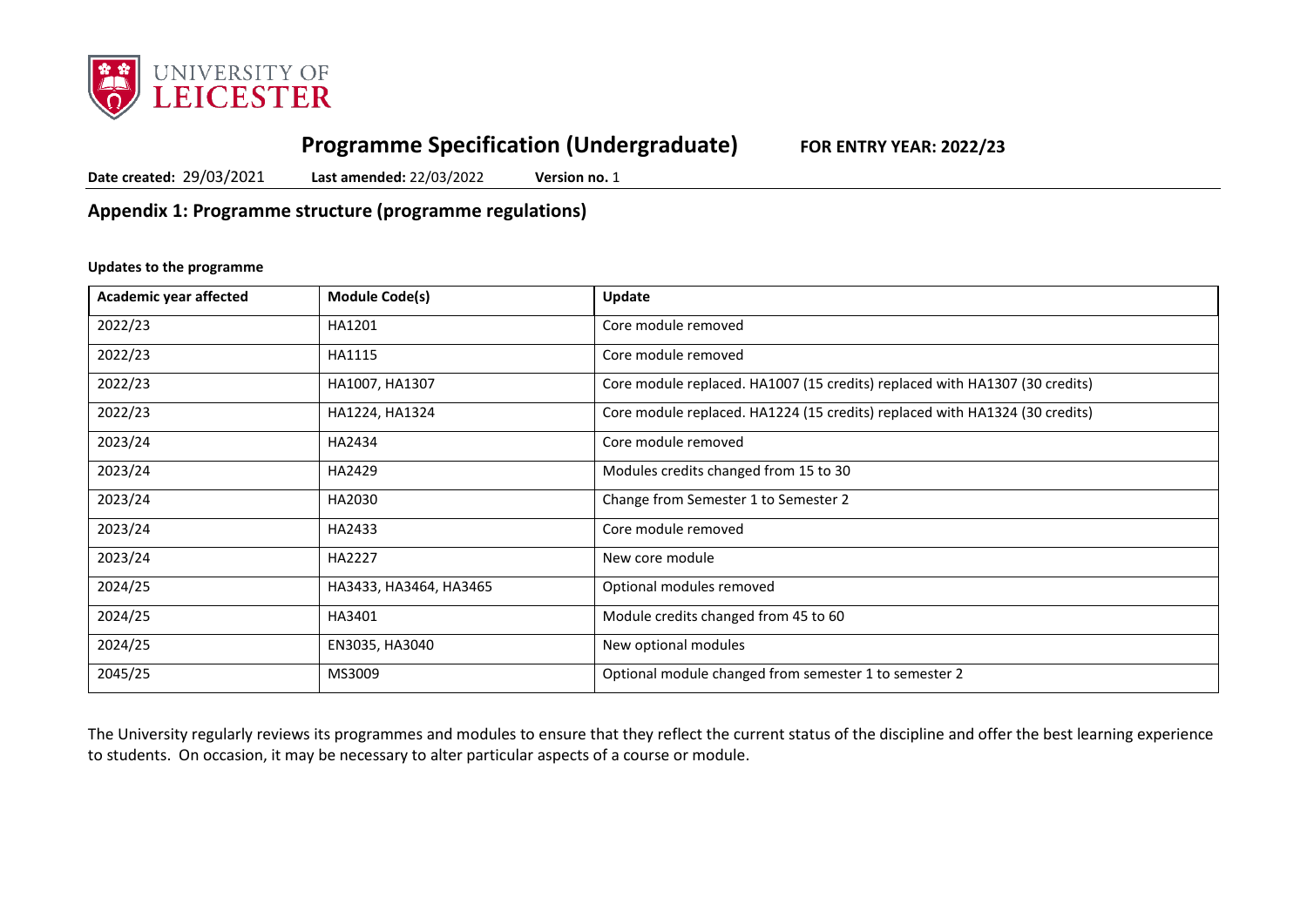# Programme Specification (Undergraduate) FOR ENTRY YEAR: 2022/23

**Date created:** 29/03/2021 **Last amended:** 22/03/2022 **Version no.** 1

## Appendix 1: Programme structure (programme regulations)

**Updates to the programme**

| Academic year affected | Module Code(s) | Update |
|---|---|---|
| 2022/23 | HA1201 | Core module removed |
| 2022/23 | HA1115 | Core module removed |
| 2022/23 | HA1007, HA1307 | Core module replaced. HA1007 (15 credits) replaced with HA1307 (30 credits) |
| 2022/23 | HA1224, HA1324 | Core module replaced. HA1224 (15 credits) replaced with HA1324 (30 credits) |
| 2023/24 | HA2434 | Core module removed |
| 2023/24 | HA2429 | Modules credits changed from 15 to 30 |
| 2023/24 | HA2030 | Change from Semester 1 to Semester 2 |
| 2023/24 | HA2433 | Core module removed |
| 2023/24 | HA2227 | New core module |
| 2024/25 | HA3433, HA3464, HA3465 | Optional modules removed |
| 2024/25 | HA3401 | Module credits changed from 45 to 60 |
| 2024/25 | EN3035, HA3040 | New optional modules |
| 2045/25 | MS3009 | Optional module changed from semester 1 to semester 2 |

The University regularly reviews its programmes and modules to ensure that they reflect the current status of the discipline and offer the best learning experience to students. On occasion, it may be necessary to alter particular aspects of a course or module.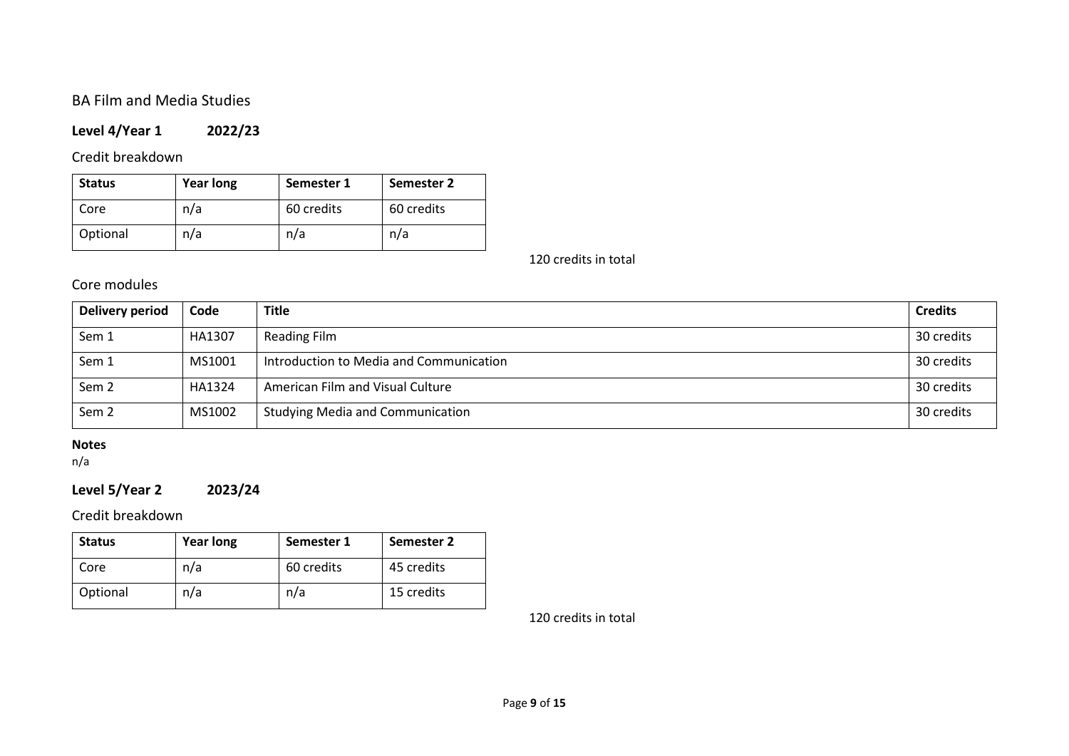## BA Film and Media Studies

### Level 4/Year 1 2022/23

Credit breakdown

| Status | Year long | Semester 1 | Semester 2 |
|---|---|---|---|
| Core | n/a | 60 credits | 60 credits |
| Optional | n/a | n/a | n/a |

120 credits in total

Core modules

| Delivery period | Code | Title | Credits |
|---|---|---|---|
| Sem 1 | HA1307 | Reading Film | 30 credits |
| Sem 1 | MS1001 | Introduction to Media and Communication | 30 credits |
| Sem 2 | HA1324 | American Film and Visual Culture | 30 credits |
| Sem 2 | MS1002 | Studying Media and Communication | 30 credits |

**Notes**

n/a

### Level 5/Year 2 2023/24

Credit breakdown

| Status | Year long | Semester 1 | Semester 2 |
|---|---|---|---|
| Core | n/a | 60 credits | 45 credits |
| Optional | n/a | n/a | 15 credits |

120 credits in total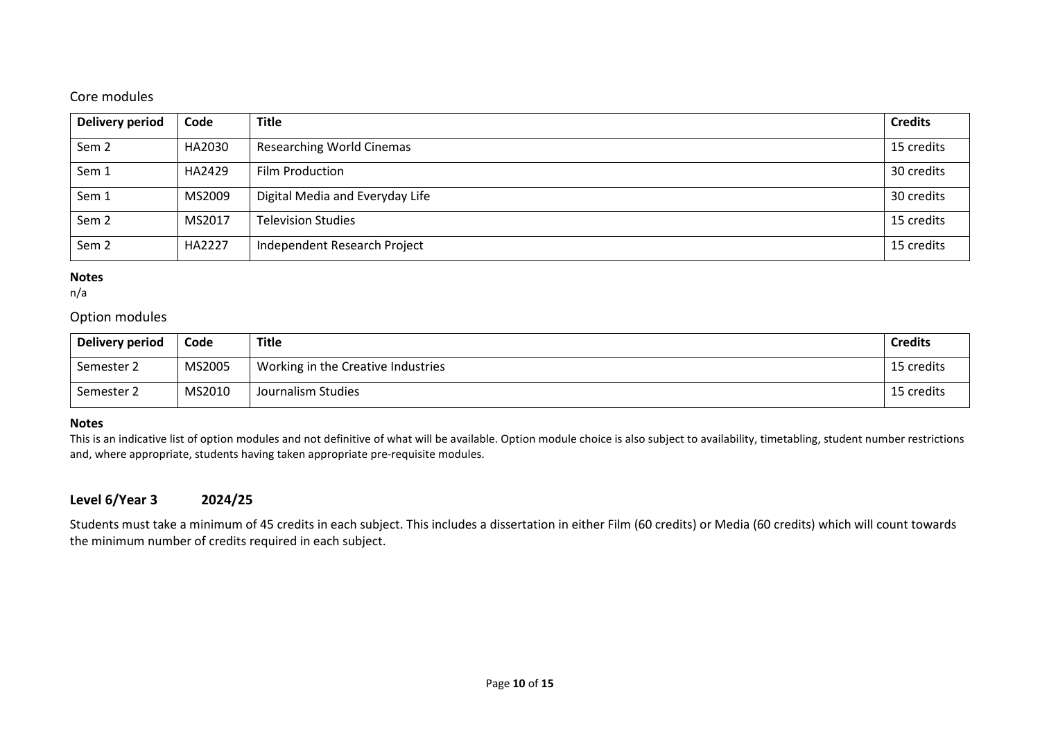### Core modules

| Delivery period | Code | Title | Credits |
|---|---|---|---|
| Sem 2 | HA2030 | Researching World Cinemas | 15 credits |
| Sem 1 | HA2429 | Film Production | 30 credits |
| Sem 1 | MS2009 | Digital Media and Everyday Life | 30 credits |
| Sem 2 | MS2017 | Television Studies | 15 credits |
| Sem 2 | HA2227 | Independent Research Project | 15 credits |

**Notes**
n/a

### Option modules

| Delivery period | Code | Title | Credits |
|---|---|---|---|
| Semester 2 | MS2005 | Working in the Creative Industries | 15 credits |
| Semester 2 | MS2010 | Journalism Studies | 15 credits |

**Notes**
This is an indicative list of option modules and not definitive of what will be available. Option module choice is also subject to availability, timetabling, student number restrictions and, where appropriate, students having taken appropriate pre-requisite modules.

## Level 6/Year 3 2024/25

Students must take a minimum of 45 credits in each subject. This includes a dissertation in either Film (60 credits) or Media (60 credits) which will count towards the minimum number of credits required in each subject.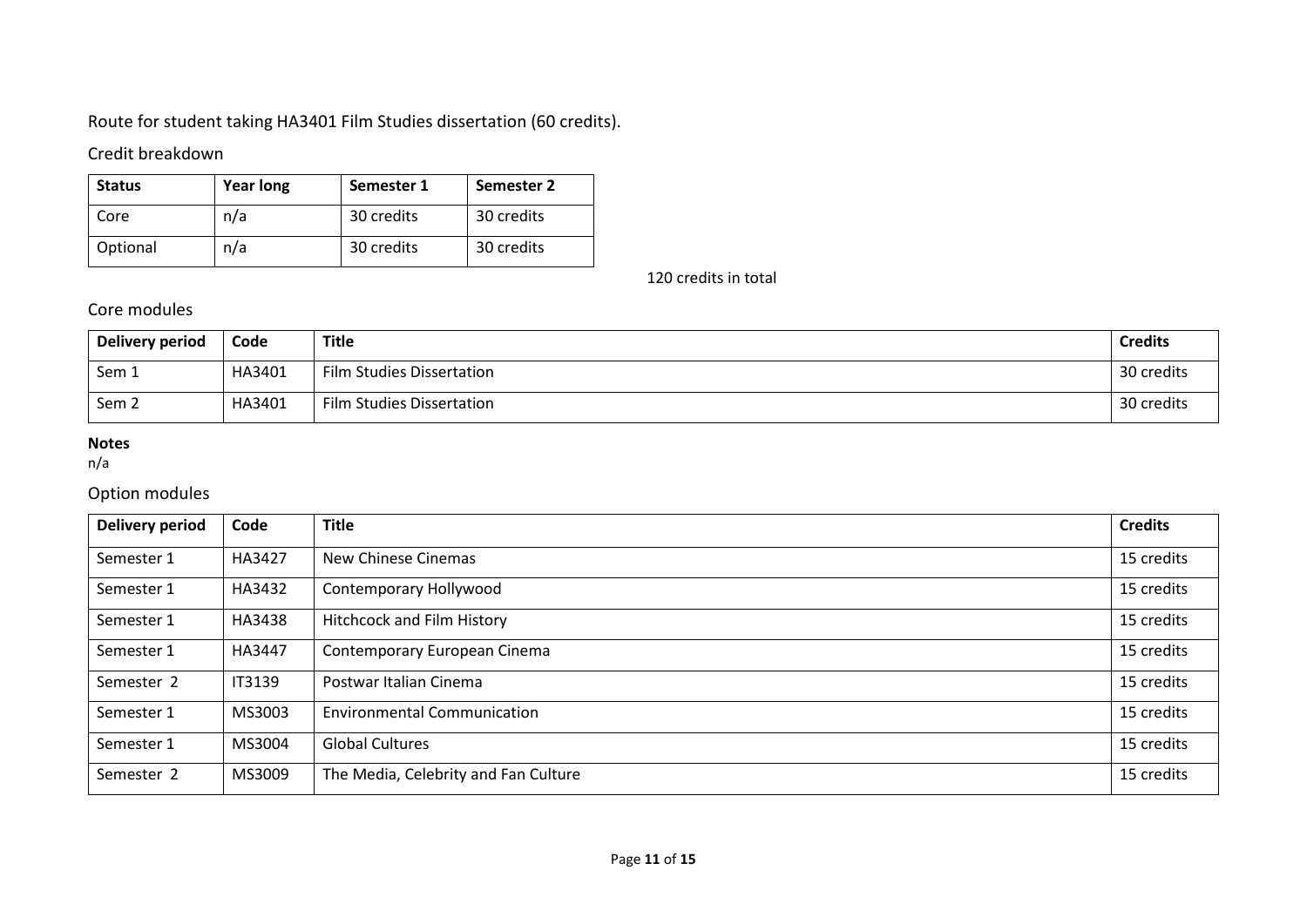Route for student taking HA3401 Film Studies dissertation (60 credits).

## Credit breakdown

| Status | Year long | Semester 1 | Semester 2 |
|---|---|---|---|
| Core | n/a | 30 credits | 30 credits |
| Optional | n/a | 30 credits | 30 credits |

120 credits in total

## Core modules

| Delivery period | Code | Title | Credits |
|---|---|---|---|
| Sem 1 | HA3401 | Film Studies Dissertation | 30 credits |
| Sem 2 | HA3401 | Film Studies Dissertation | 30 credits |

**Notes**
n/a

## Option modules

| Delivery period | Code | Title | Credits |
|---|---|---|---|
| Semester 1 | HA3427 | New Chinese Cinemas | 15 credits |
| Semester 1 | HA3432 | Contemporary Hollywood | 15 credits |
| Semester 1 | HA3438 | Hitchcock and Film History | 15 credits |
| Semester 1 | HA3447 | Contemporary European Cinema | 15 credits |
| Semester 2 | IT3139 | Postwar Italian Cinema | 15 credits |
| Semester 1 | MS3003 | Environmental Communication | 15 credits |
| Semester 1 | MS3004 | Global Cultures | 15 credits |
| Semester 2 | MS3009 | The Media, Celebrity and Fan Culture | 15 credits |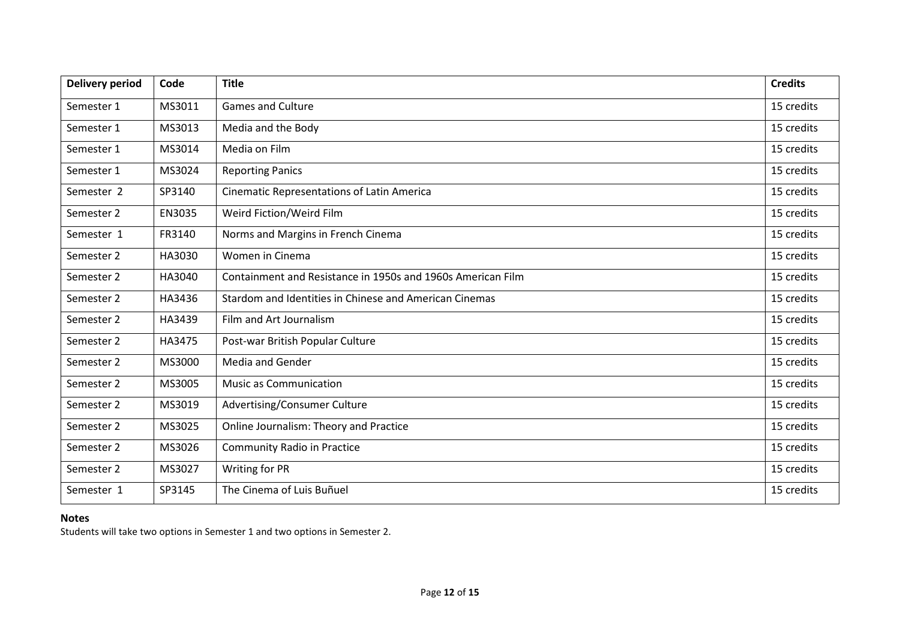| Delivery period | Code | Title | Credits |
| --- | --- | --- | --- |
| Semester 1 | MS3011 | Games and Culture | 15 credits |
| Semester 1 | MS3013 | Media and the Body | 15 credits |
| Semester 1 | MS3014 | Media on Film | 15 credits |
| Semester 1 | MS3024 | Reporting Panics | 15 credits |
| Semester 2 | SP3140 | Cinematic Representations of Latin America | 15 credits |
| Semester 2 | EN3035 | Weird Fiction/Weird Film | 15 credits |
| Semester 1 | FR3140 | Norms and Margins in French Cinema | 15 credits |
| Semester 2 | HA3030 | Women in Cinema | 15 credits |
| Semester 2 | HA3040 | Containment and Resistance in 1950s and 1960s American Film | 15 credits |
| Semester 2 | HA3436 | Stardom and Identities in Chinese and American Cinemas | 15 credits |
| Semester 2 | HA3439 | Film and Art Journalism | 15 credits |
| Semester 2 | HA3475 | Post-war British Popular Culture | 15 credits |
| Semester 2 | MS3000 | Media and Gender | 15 credits |
| Semester 2 | MS3005 | Music as Communication | 15 credits |
| Semester 2 | MS3019 | Advertising/Consumer Culture | 15 credits |
| Semester 2 | MS3025 | Online Journalism: Theory and Practice | 15 credits |
| Semester 2 | MS3026 | Community Radio in Practice | 15 credits |
| Semester 2 | MS3027 | Writing for PR | 15 credits |
| Semester 1 | SP3145 | The Cinema of Luis Buñuel | 15 credits |

**Notes**

Students will take two options in Semester 1 and two options in Semester 2.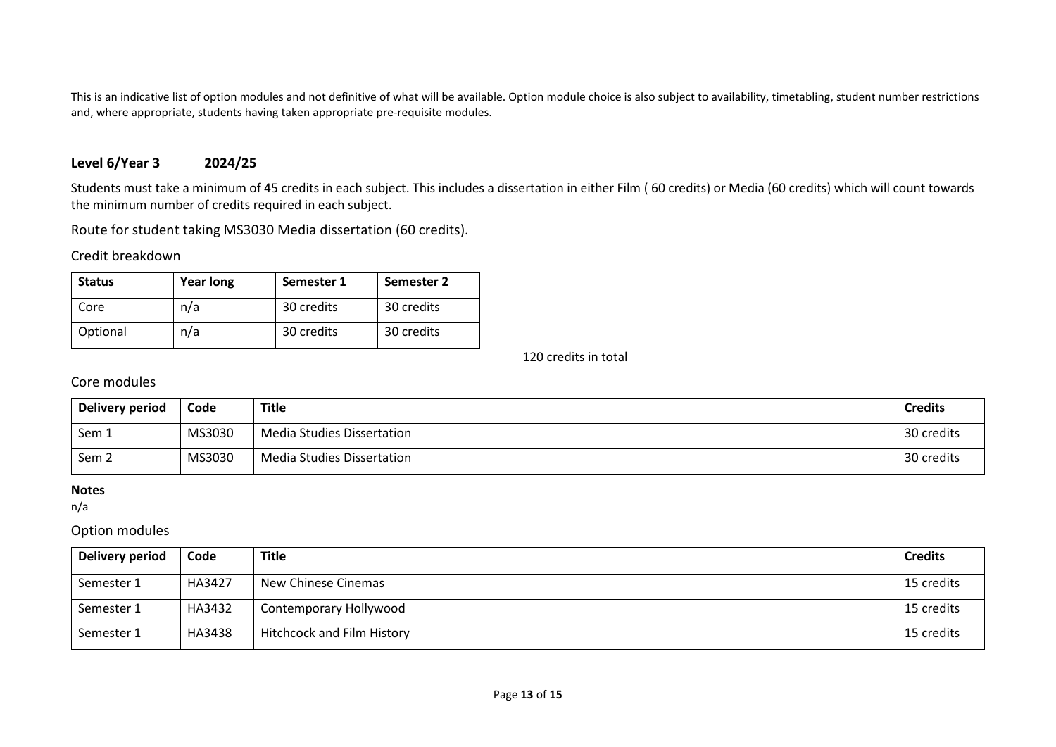This is an indicative list of option modules and not definitive of what will be available. Option module choice is also subject to availability, timetabling, student number restrictions and, where appropriate, students having taken appropriate pre-requisite modules.

### Level 6/Year 3 2024/25

Students must take a minimum of 45 credits in each subject. This includes a dissertation in either Film ( 60 credits) or Media (60 credits) which will count towards the minimum number of credits required in each subject.

Route for student taking MS3030 Media dissertation (60 credits).

Credit breakdown

| Status | Year long | Semester 1 | Semester 2 |
|---|---|---|---|
| Core | n/a | 30 credits | 30 credits |
| Optional | n/a | 30 credits | 30 credits |

120 credits in total

Core modules

| Delivery period | Code | Title | Credits |
|---|---|---|---|
| Sem 1 | MS3030 | Media Studies Dissertation | 30 credits |
| Sem 2 | MS3030 | Media Studies Dissertation | 30 credits |

**Notes**
n/a

Option modules

| Delivery period | Code | Title | Credits |
|---|---|---|---|
| Semester 1 | HA3427 | New Chinese Cinemas | 15 credits |
| Semester 1 | HA3432 | Contemporary Hollywood | 15 credits |
| Semester 1 | HA3438 | Hitchcock and Film History | 15 credits |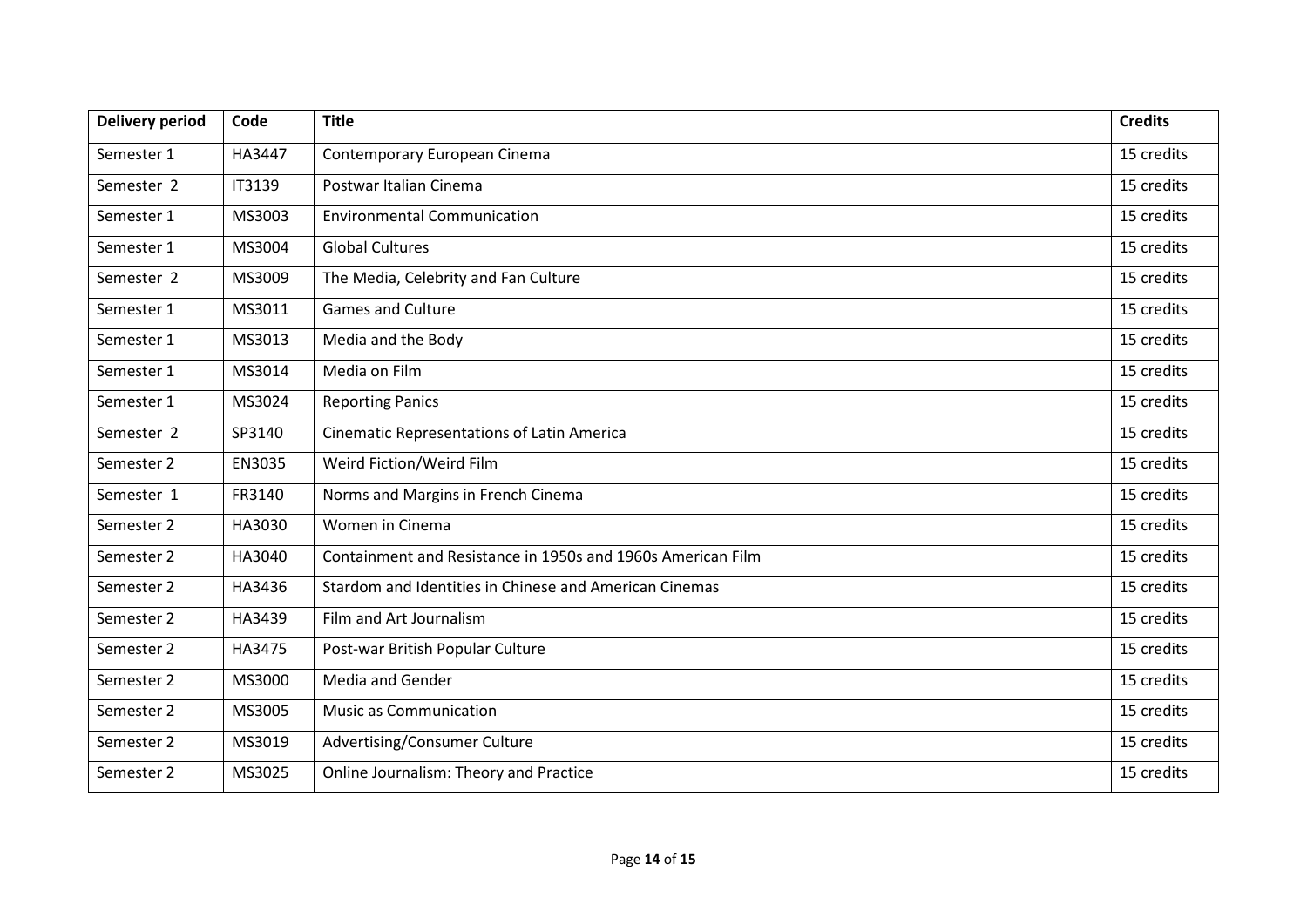| Delivery period | Code | Title | Credits |
|---|---|---|---|
| Semester 1 | HA3447 | Contemporary European Cinema | 15 credits |
| Semester 2 | IT3139 | Postwar Italian Cinema | 15 credits |
| Semester 1 | MS3003 | Environmental Communication | 15 credits |
| Semester 1 | MS3004 | Global Cultures | 15 credits |
| Semester 2 | MS3009 | The Media, Celebrity and Fan Culture | 15 credits |
| Semester 1 | MS3011 | Games and Culture | 15 credits |
| Semester 1 | MS3013 | Media and the Body | 15 credits |
| Semester 1 | MS3014 | Media on Film | 15 credits |
| Semester 1 | MS3024 | Reporting Panics | 15 credits |
| Semester 2 | SP3140 | Cinematic Representations of Latin America | 15 credits |
| Semester 2 | EN3035 | Weird Fiction/Weird Film | 15 credits |
| Semester 1 | FR3140 | Norms and Margins in French Cinema | 15 credits |
| Semester 2 | HA3030 | Women in Cinema | 15 credits |
| Semester 2 | HA3040 | Containment and Resistance in 1950s and 1960s American Film | 15 credits |
| Semester 2 | HA3436 | Stardom and Identities in Chinese and American Cinemas | 15 credits |
| Semester 2 | HA3439 | Film and Art Journalism | 15 credits |
| Semester 2 | HA3475 | Post-war British Popular Culture | 15 credits |
| Semester 2 | MS3000 | Media and Gender | 15 credits |
| Semester 2 | MS3005 | Music as Communication | 15 credits |
| Semester 2 | MS3019 | Advertising/Consumer Culture | 15 credits |
| Semester 2 | MS3025 | Online Journalism: Theory and Practice | 15 credits |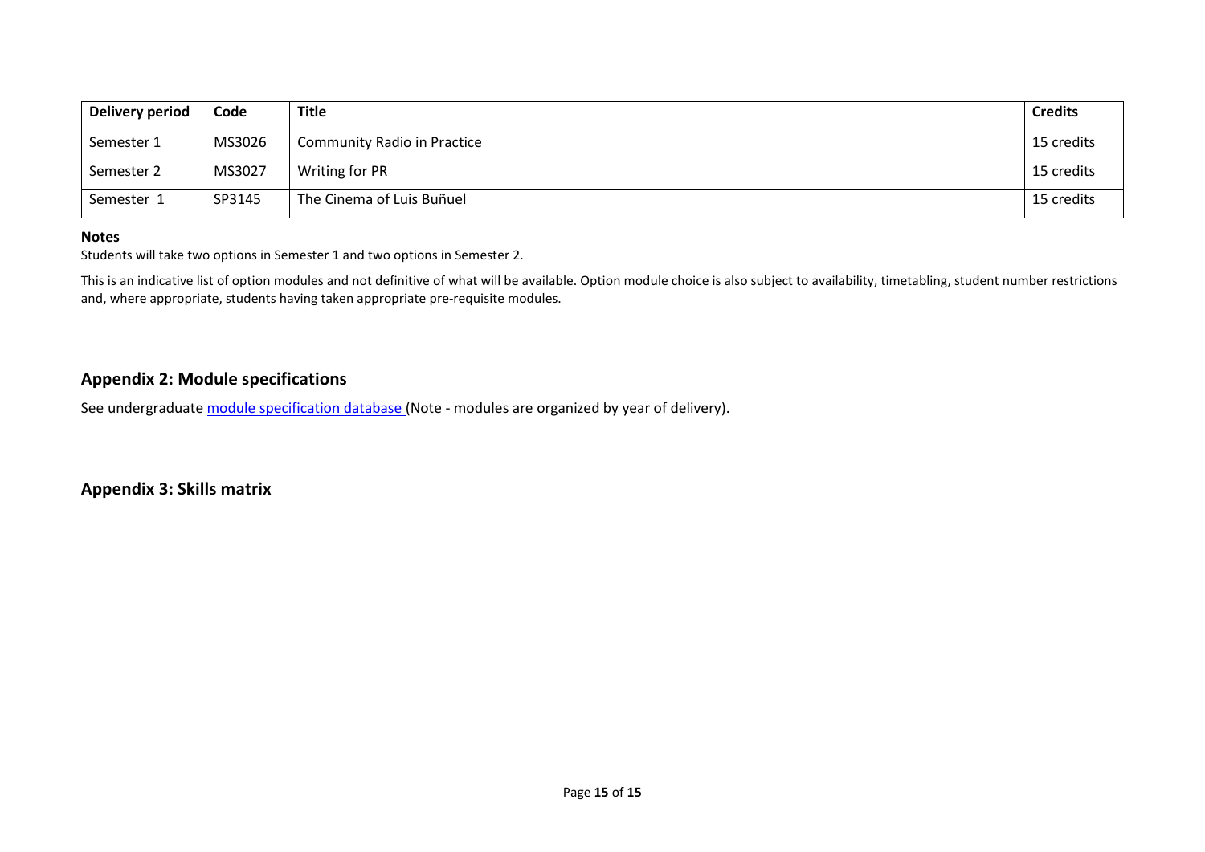| Delivery period | Code | Title | Credits |
|---|---|---|---|
| Semester 1 | MS3026 | Community Radio in Practice | 15 credits |
| Semester 2 | MS3027 | Writing for PR | 15 credits |
| Semester 1 | SP3145 | The Cinema of Luis Buñuel | 15 credits |

**Notes**

Students will take two options in Semester 1 and two options in Semester 2.

This is an indicative list of option modules and not definitive of what will be available. Option module choice is also subject to availability, timetabling, student number restrictions and, where appropriate, students having taken appropriate pre-requisite modules.

## Appendix 2: Module specifications

See undergraduate [module specification database](module specification database) (Note - modules are organized by year of delivery).

## Appendix 3: Skills matrix